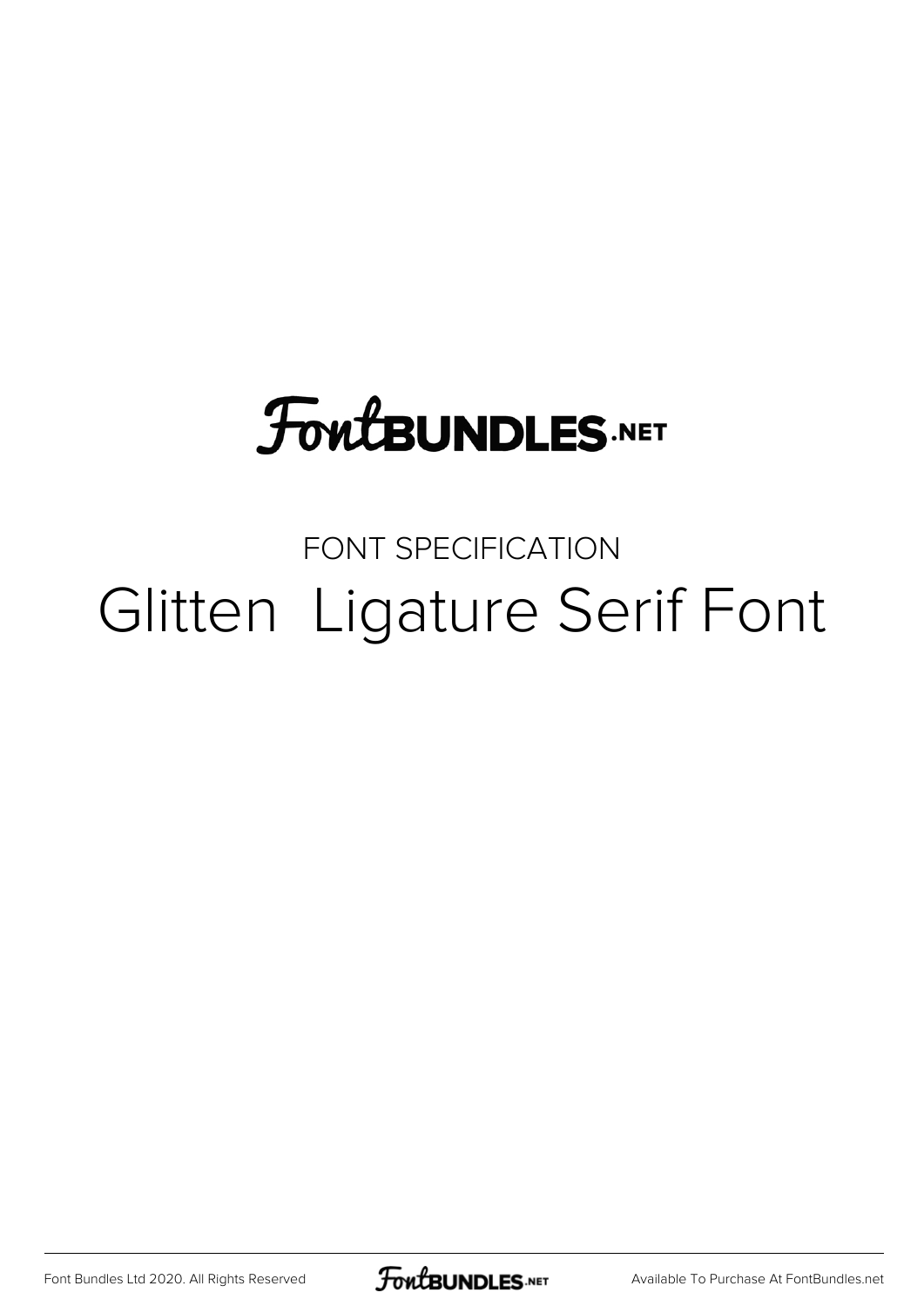FontBUNDLES.NET

FONT SPECIFICATION

# Glitten  Ligature Serif Font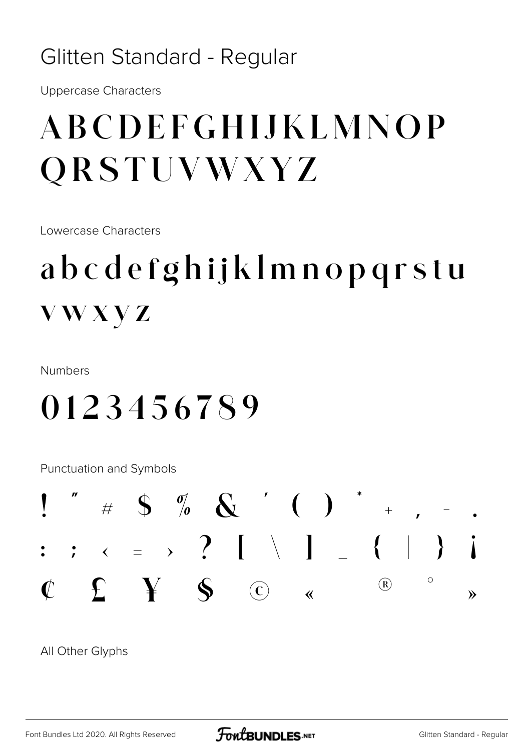# Glitten Standard - Regular

Uppercase Characters

ABCDEFGHIJKLMNOP
QRSTUVWXYZ

Lowercase Characters

abcdefghijklmnopqrstu
vwxyz

Numbers

0123456789

Punctuation and Symbols

! " # $ % & ' ( ) * + , - .
: ; < = > ? [ \ ] _ { | } ¡
¢ £ ¥ § © « ® ° »

All Other Glyphs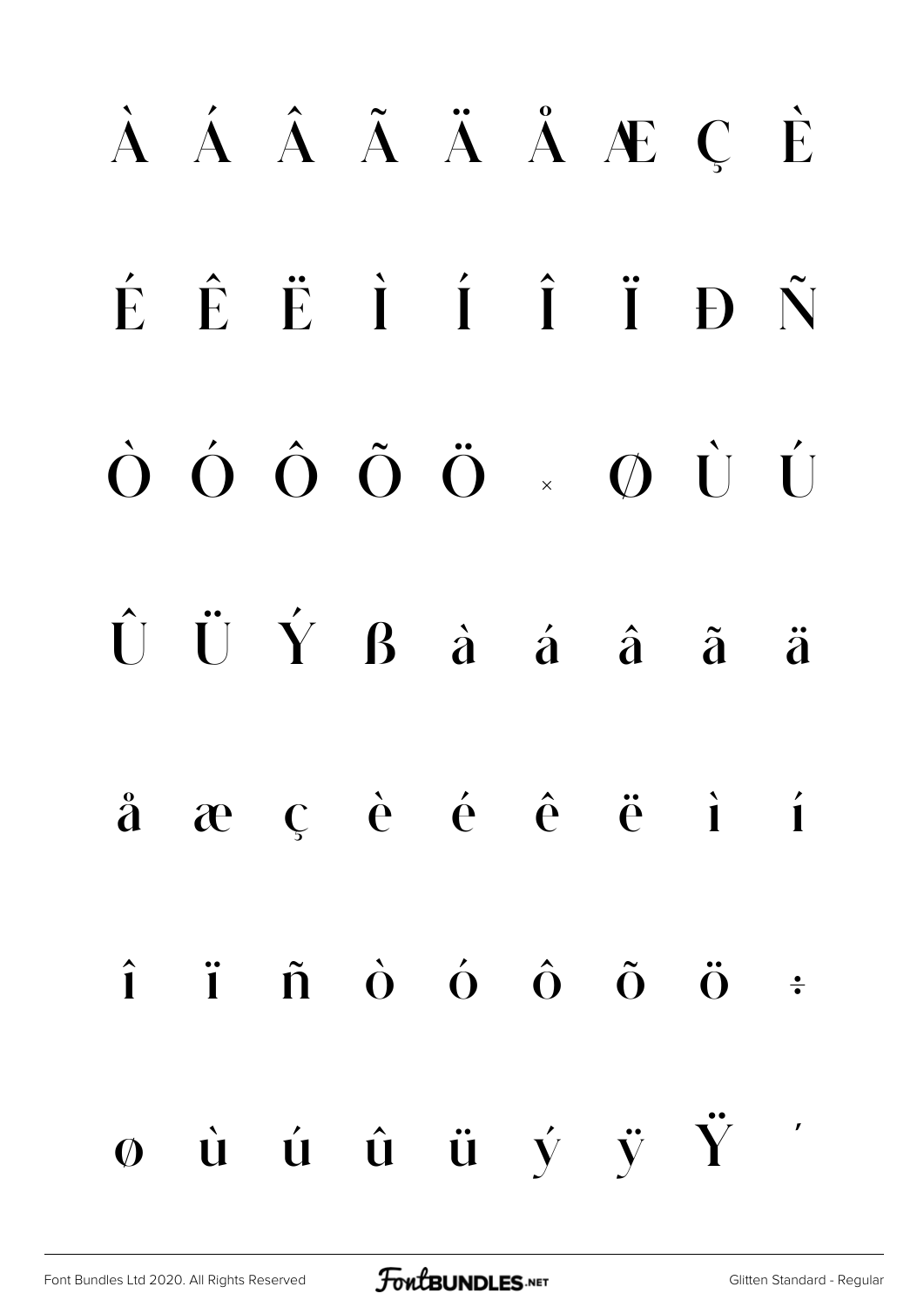À Á Â Ã Ä Å Æ Ç È

É Ê Ë Ì Í Î Ï Ð Ñ

Ò Ó Ô Õ Ö × Ø Ù Ú

Û Ü Ý ß à á â ã ä

å æ ç è é ê ë ì í

î ï ñ ò ó ô õ ö ÷

ø ù ú û ü ý ÿ Ÿ ′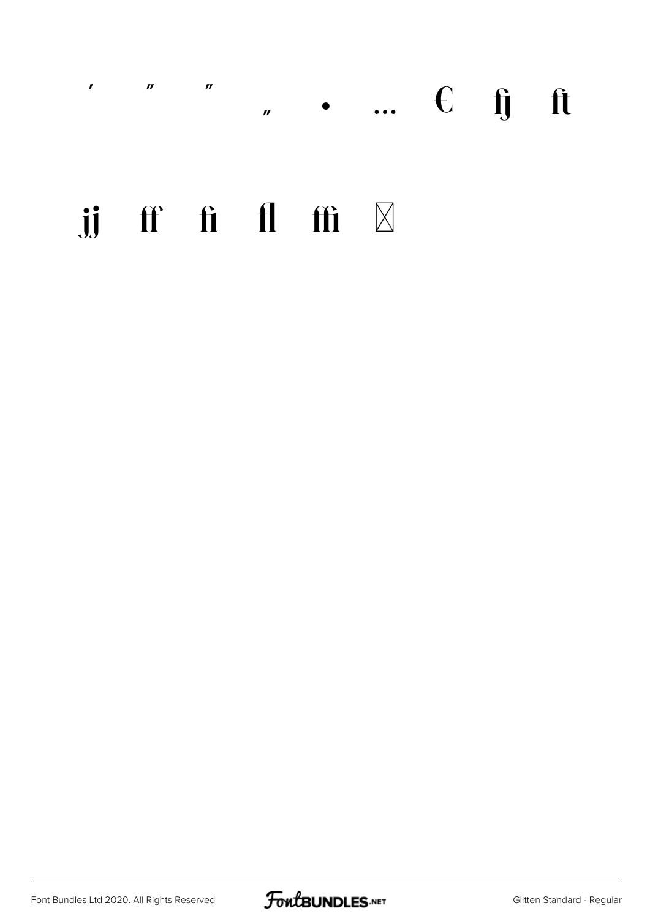’ ” ” „ • … € fj ft

jj ff fi fl ffi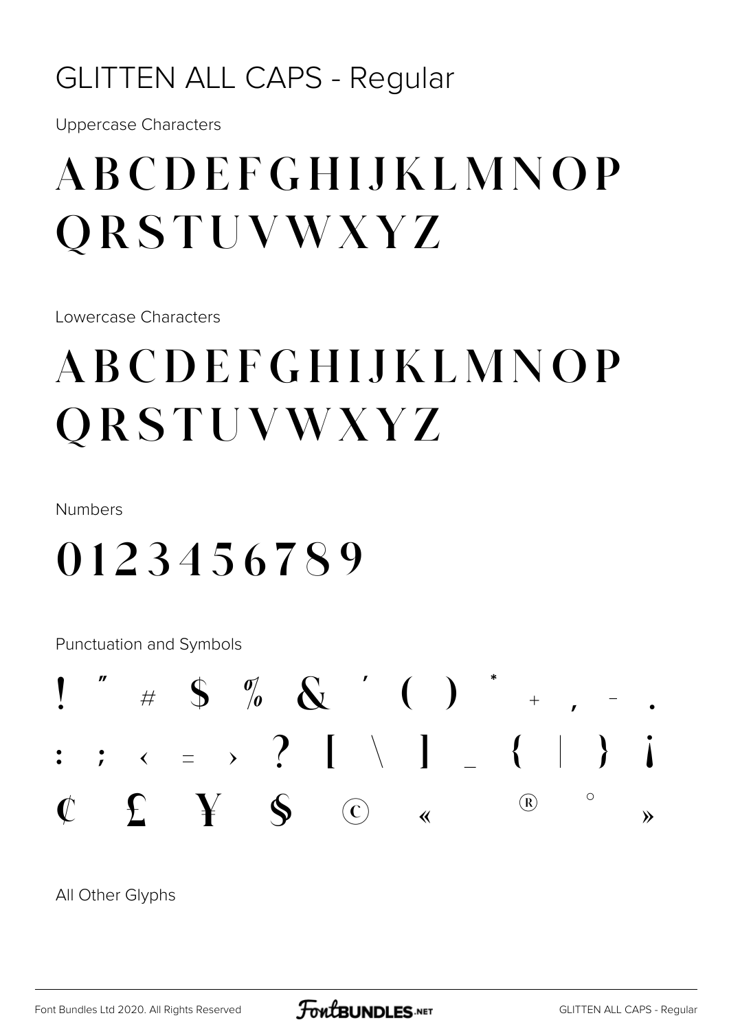# GLITTEN ALL CAPS - Regular

Uppercase Characters

ABCDEFGHIJKLMNOP
QRSTUVWXYZ

Lowercase Characters

ABCDEFGHIJKLMNOP
QRSTUVWXYZ

Numbers

0123456789

Punctuation and Symbols

! " # $ % & ' ( ) * + , - .
: ; < = > ? [ \ ] _ { | } ¡
¢ £ ¥ § © « ® ° »

All Other Glyphs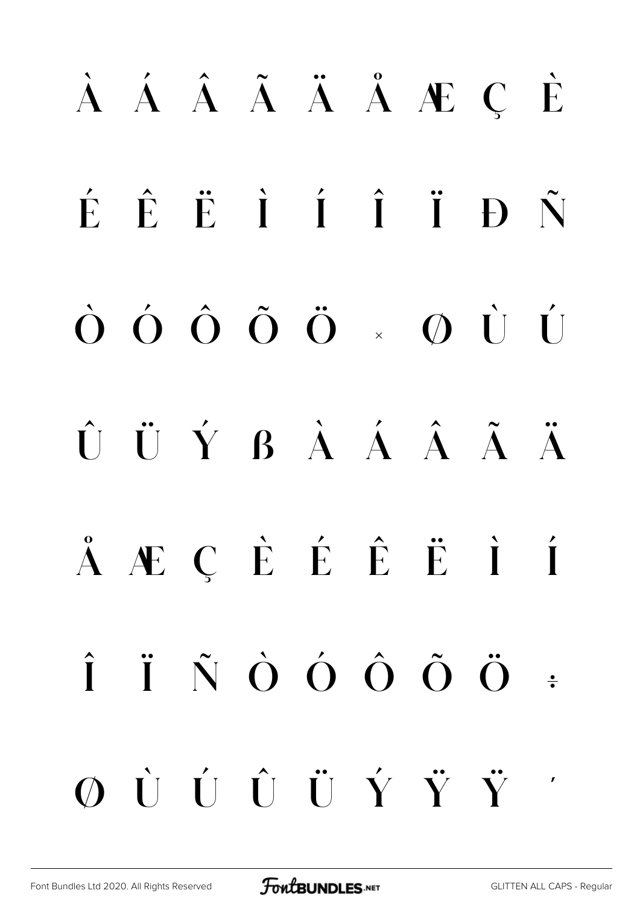À Á Â Ã Ä Å Æ Ç È

É Ê Ë Ì Í Î Ï Ð Ñ

Ò Ó Ô Õ Ö × Ø Ù Ú

Û Ü Ý ß À Á Â Ã Ä

Å Æ Ç È É Ê Ë Ì Í

Î Ï Ñ Ò Ó Ô Õ Ö ÷

Ø Ù Ú Û Ü Ý Ÿ Ÿ ′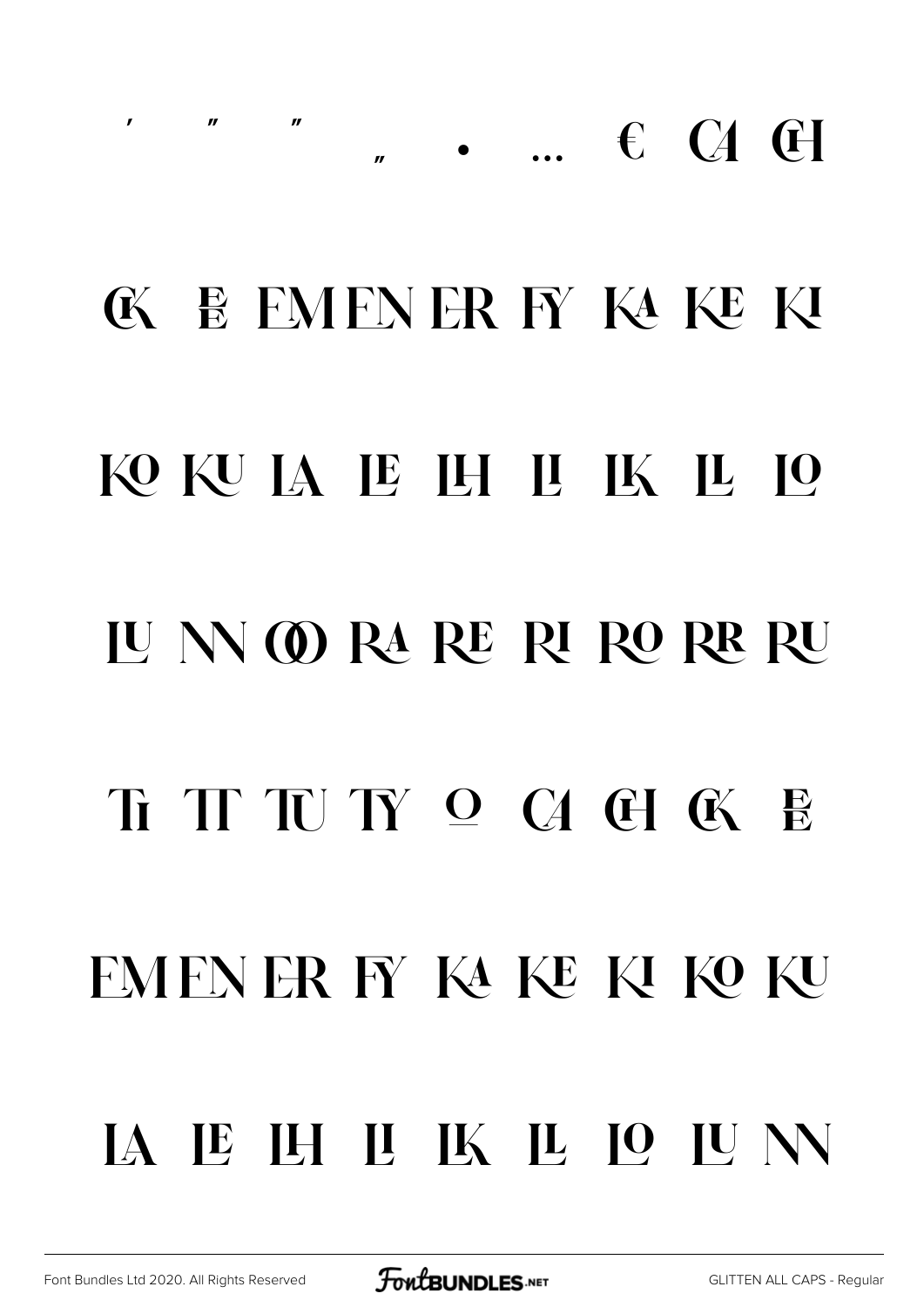′ ″ ″ „ • … € CA CH

CK E EM EN ER FY KA KE KI

KO KU LA LE LH LI LK LL LO

LU NN OO RA RE RI RO RR RU

TI TT TU TY º CA CH CK E

EM EN ER FY KA KE KI KO KU

LA LE LH LI LK LL LO LU NN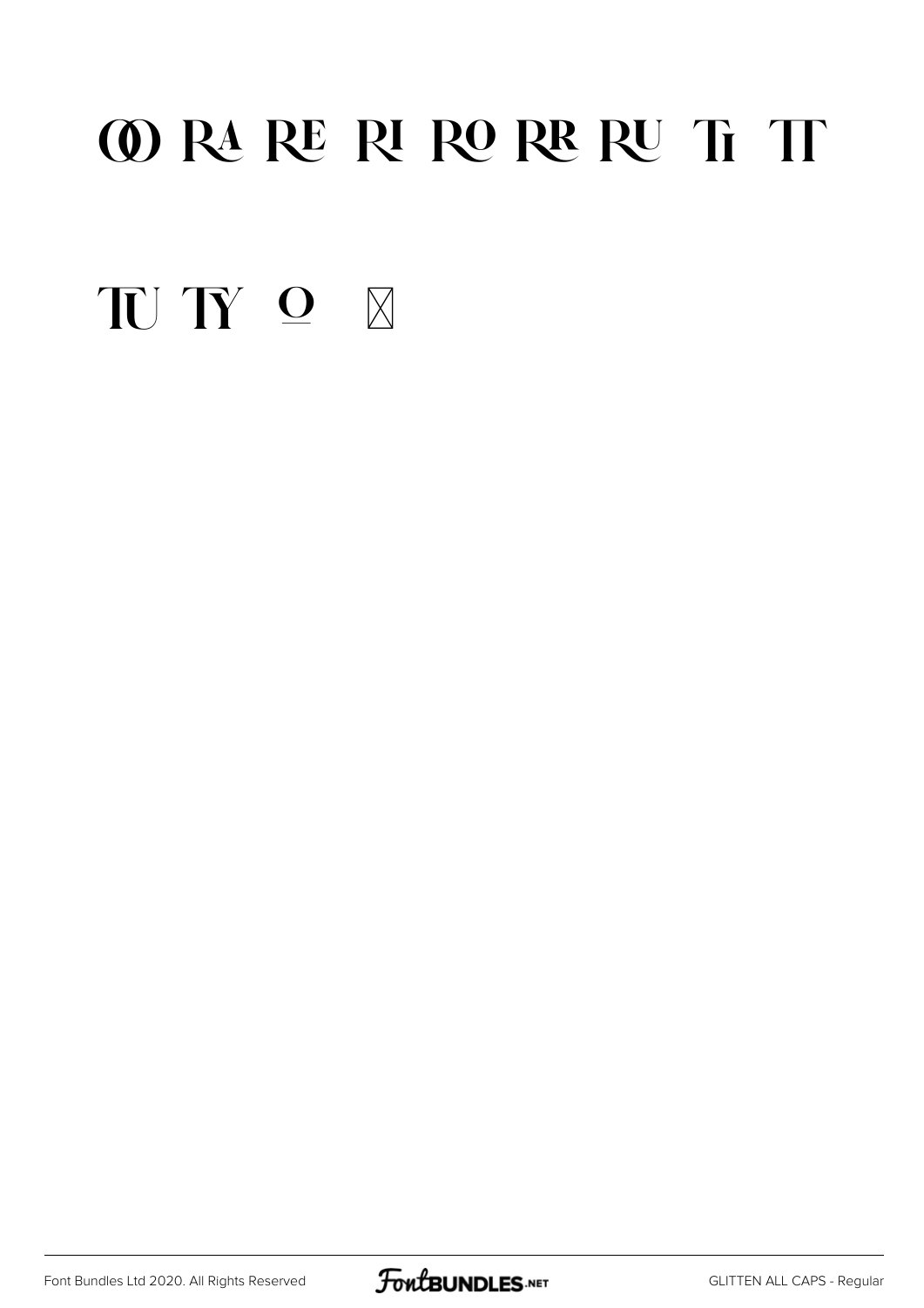OO RA RE RI RO RR RU Ti TT

TU TY º ☒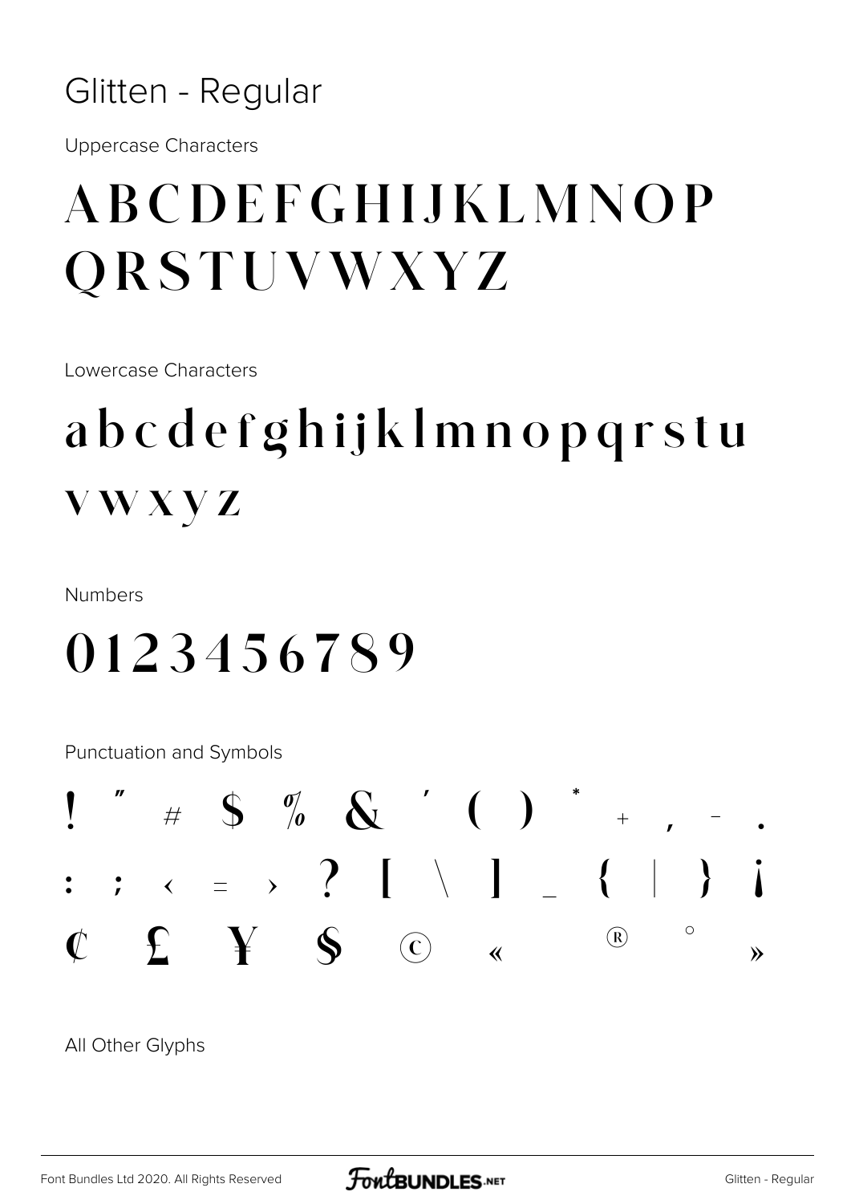# Glitten - Regular

Uppercase Characters

ABCDEFGHIJKLMNOP
QRSTUVWXYZ

Lowercase Characters

abcdefghijklmnopqrstu
vwxyz

Numbers

0123456789

Punctuation and Symbols

! " # $ % & ' ( ) * + , - .
: ; < = > ? [ \ ] _ { | } ¡
¢ £ ¥ § © « ® ° »

All Other Glyphs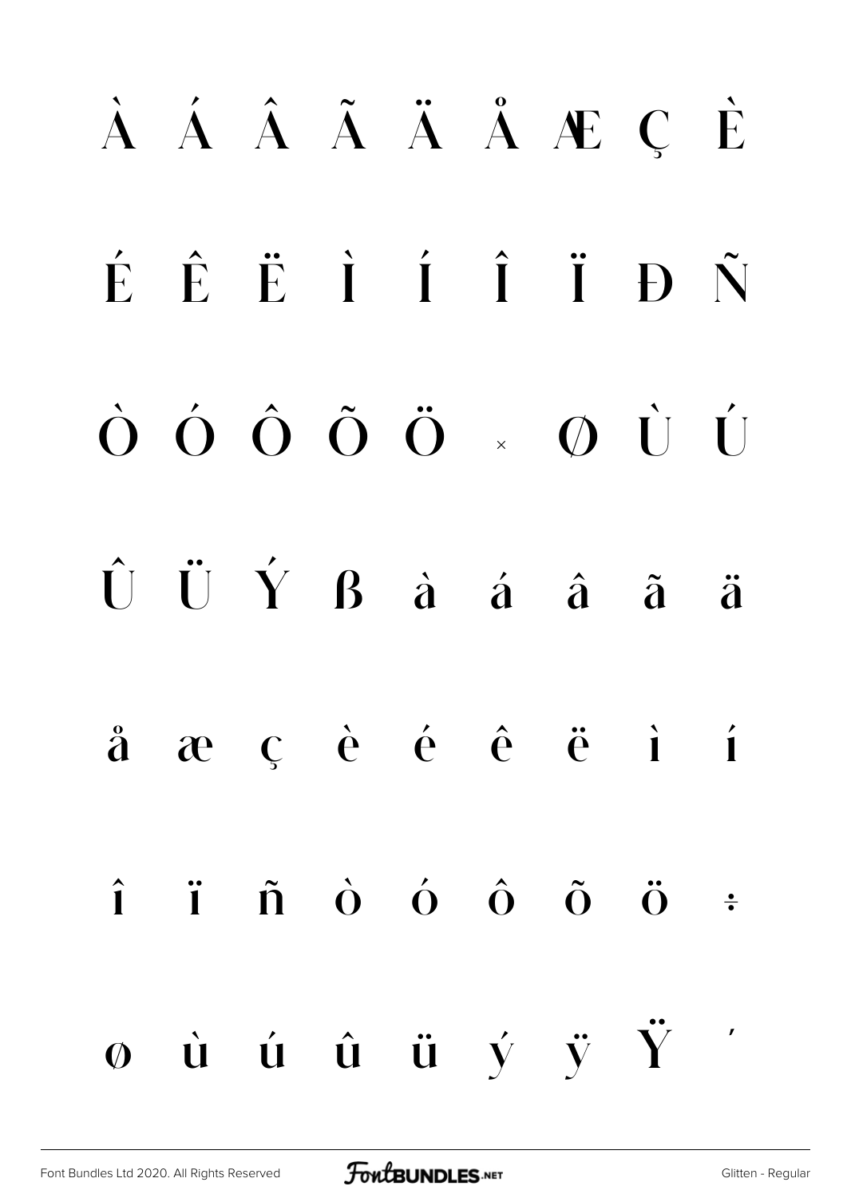À Á Â Ã Ä Å Æ Ç È

É Ê Ë Ì Í Î Ï Ð Ñ

Ò Ó Ô Õ Ö × Ø Ù Ú

Û Ü Ý ß à á â ã ä

å æ ç è é ê ë ì í

î ï ñ ò ó ô õ ö ÷

ø ù ú û ü ý ÿ Ÿ ′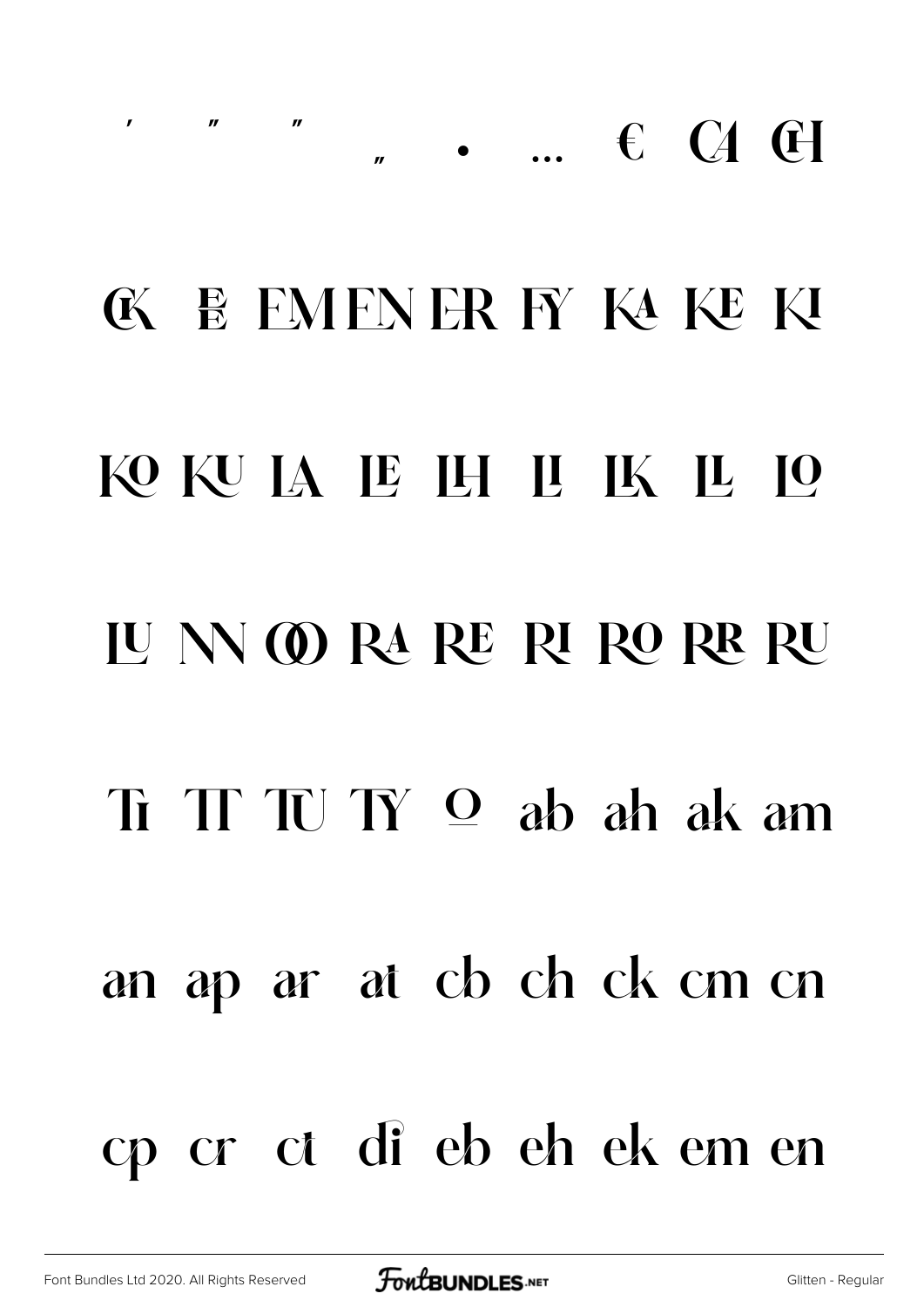′ ″ ″ „ • … € CA CH

CK E EM EN ER FY KA KE KI

KO KU LA LE LH LI LK LL LO

LU NN OO RA RE RI RO RR RU

Ti TT TU TY º ab ah ak am

an ap ar at cb ch ck cm cn

cp cr ct di eb eh ek em en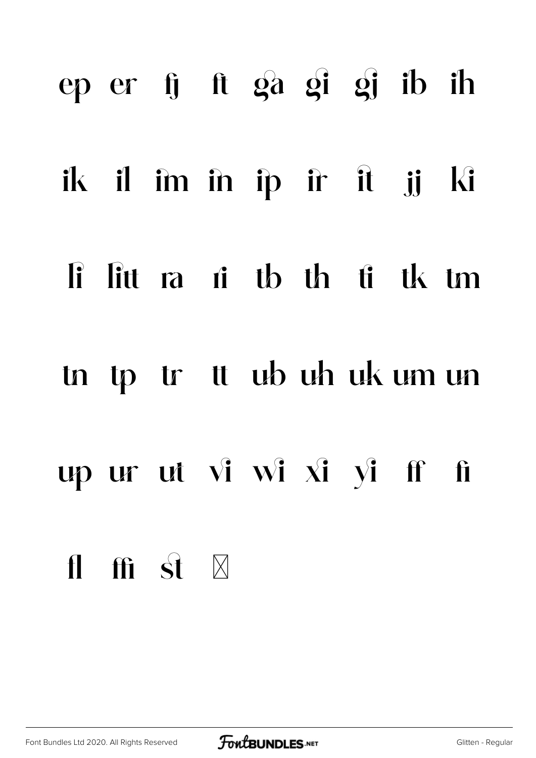ep er fj ft ga gi gj ib ih

ik il im in ip ir it jj ki

li litt ra ri tb th ti tk tm

tn tp tr tt ub uh uk um un

up ur ut vi wi xi yi ff fi

fl ffi st